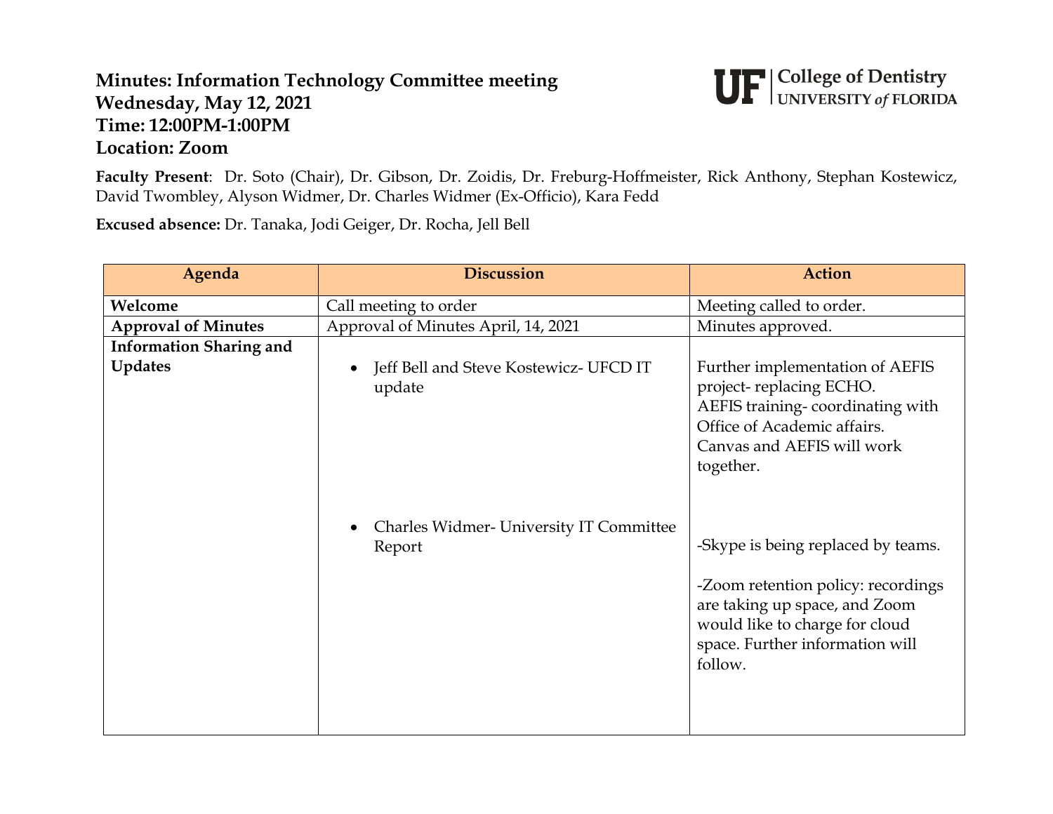# Minutes: Information Technology Committee meeting
## Wednesday, May 12, 2021
## Time: 12:00PM-1:00PM
## Location: Zoom

UF | College of Dentistry
UNIVERSITY *of* FLORIDA

**Faculty Present**: Dr. Soto (Chair), Dr. Gibson, Dr. Zoidis, Dr. Freburg-Hoffmeister, Rick Anthony, Stephan Kostewicz, David Twombley, Alyson Widmer, Dr. Charles Widmer (Ex-Officio), Kara Fedd

**Excused absence:** Dr. Tanaka, Jodi Geiger, Dr. Rocha, Jell Bell

| Agenda | Discussion | Action |
|---|---|---|
| **Welcome** | Call meeting to order | Meeting called to order. |
| **Approval of Minutes** | Approval of Minutes April, 14, 2021 | Minutes approved. |
| **Information Sharing and Updates** | • Jeff Bell and Steve Kostewicz- UFCD IT update | Further implementation of AEFIS project- replacing ECHO.<br>AEFIS training- coordinating with Office of Academic affairs.<br>Canvas and AEFIS will work together. |
| | • Charles Widmer- University IT Committee Report | -Skype is being replaced by teams.<br><br>-Zoom retention policy: recordings are taking up space, and Zoom would like to charge for cloud space. Further information will follow. |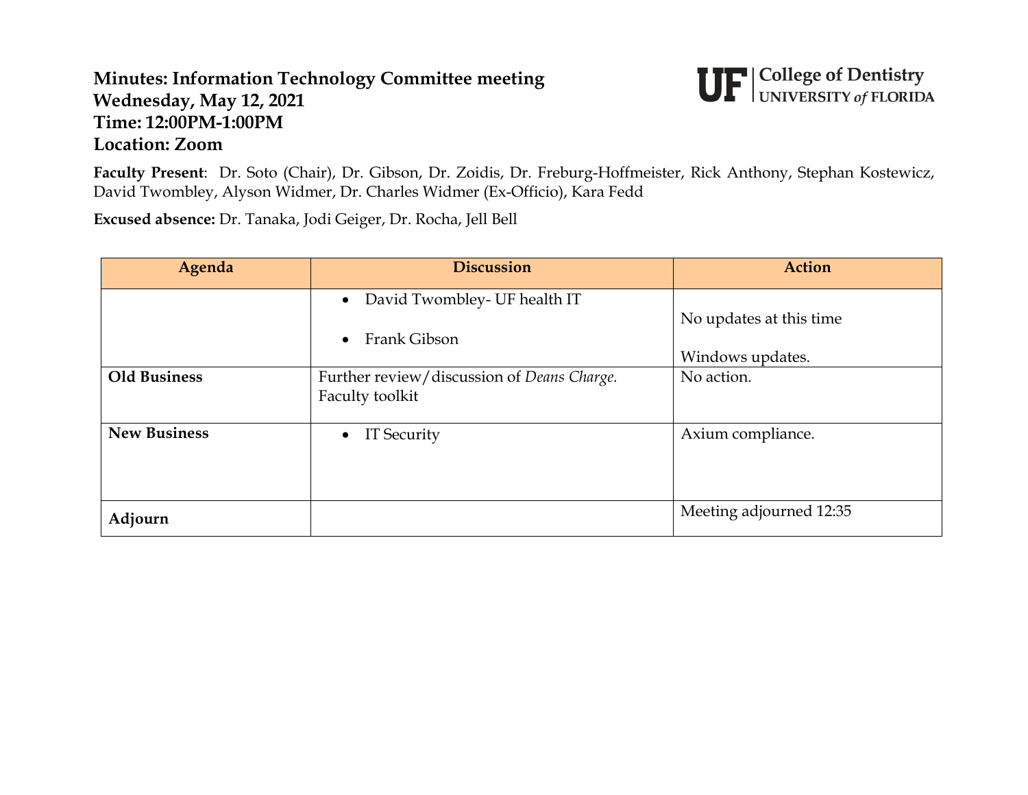# Minutes: Information Technology Committee meeting
**Wednesday, May 12, 2021**
**Time: 12:00PM-1:00PM**
**Location: Zoom**

**Faculty Present**: Dr. Soto (Chair), Dr. Gibson, Dr. Zoidis, Dr. Freburg-Hoffmeister, Rick Anthony, Stephan Kostewicz, David Twombley, Alyson Widmer, Dr. Charles Widmer (Ex-Officio), Kara Fedd

**Excused absence:** Dr. Tanaka, Jodi Geiger, Dr. Rocha, Jell Bell

| Agenda | Discussion | Action |
|---|---|---|
| | • David Twombley- UF health IT<br>• Frank Gibson | No updates at this time<br>Windows updates. |
| **Old Business** | Further review/discussion of *Deans Charge*.<br>Faculty toolkit | No action. |
| **New Business** | • IT Security | Axium compliance. |
| **Adjourn** | | Meeting adjourned 12:35 |